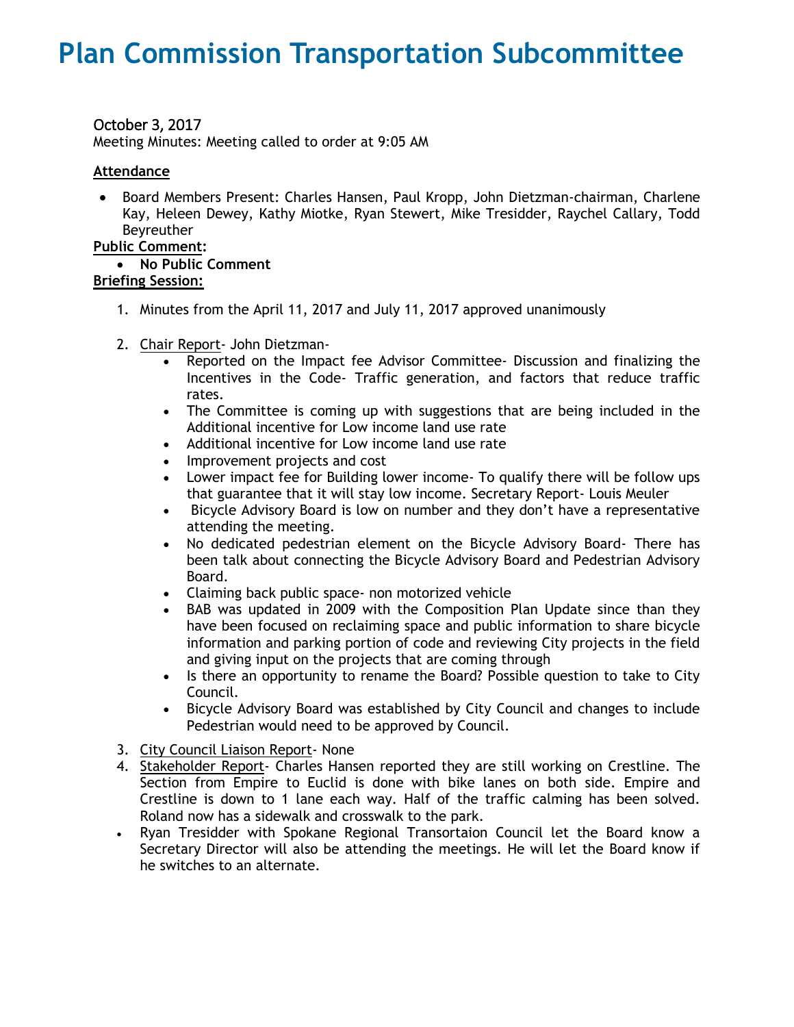# Plan Commission Transportation Subcommittee

October 3, 2017

Meeting Minutes: Meeting called to order at 9:05 AM

**Attendance**

- Board Members Present: Charles Hansen, Paul Kropp, John Dietzman-chairman, Charlene Kay, Heleen Dewey, Kathy Miotke, Ryan Stewert, Mike Tresidder, Raychel Callary, Todd Beyreuther

**Public Comment:**

- **No Public Comment**

**Briefing Session:**

1. Minutes from the April 11, 2017 and July 11, 2017 approved unanimously

2. Chair Report- John Dietzman-
   - Reported on the Impact fee Advisor Committee- Discussion and finalizing the Incentives in the Code- Traffic generation, and factors that reduce traffic rates.
   - The Committee is coming up with suggestions that are being included in the Additional incentive for Low income land use rate
   - Additional incentive for Low income land use rate
   - Improvement projects and cost
   - Lower impact fee for Building lower income- To qualify there will be follow ups that guarantee that it will stay low income. Secretary Report- Louis Meuler
   - Bicycle Advisory Board is low on number and they don't have a representative attending the meeting.
   - No dedicated pedestrian element on the Bicycle Advisory Board- There has been talk about connecting the Bicycle Advisory Board and Pedestrian Advisory Board.
   - Claiming back public space- non motorized vehicle
   - BAB was updated in 2009 with the Composition Plan Update since than they have been focused on reclaiming space and public information to share bicycle information and parking portion of code and reviewing City projects in the field and giving input on the projects that are coming through
   - Is there an opportunity to rename the Board? Possible question to take to City Council.
   - Bicycle Advisory Board was established by City Council and changes to include Pedestrian would need to be approved by Council.

3. City Council Liaison Report- None
4. Stakeholder Report- Charles Hansen reported they are still working on Crestline. The Section from Empire to Euclid is done with bike lanes on both side. Empire and Crestline is down to 1 lane each way. Half of the traffic calming has been solved. Roland now has a sidewalk and crosswalk to the park.

- Ryan Tresidder with Spokane Regional Transortaion Council let the Board know a Secretary Director will also be attending the meetings. He will let the Board know if he switches to an alternate.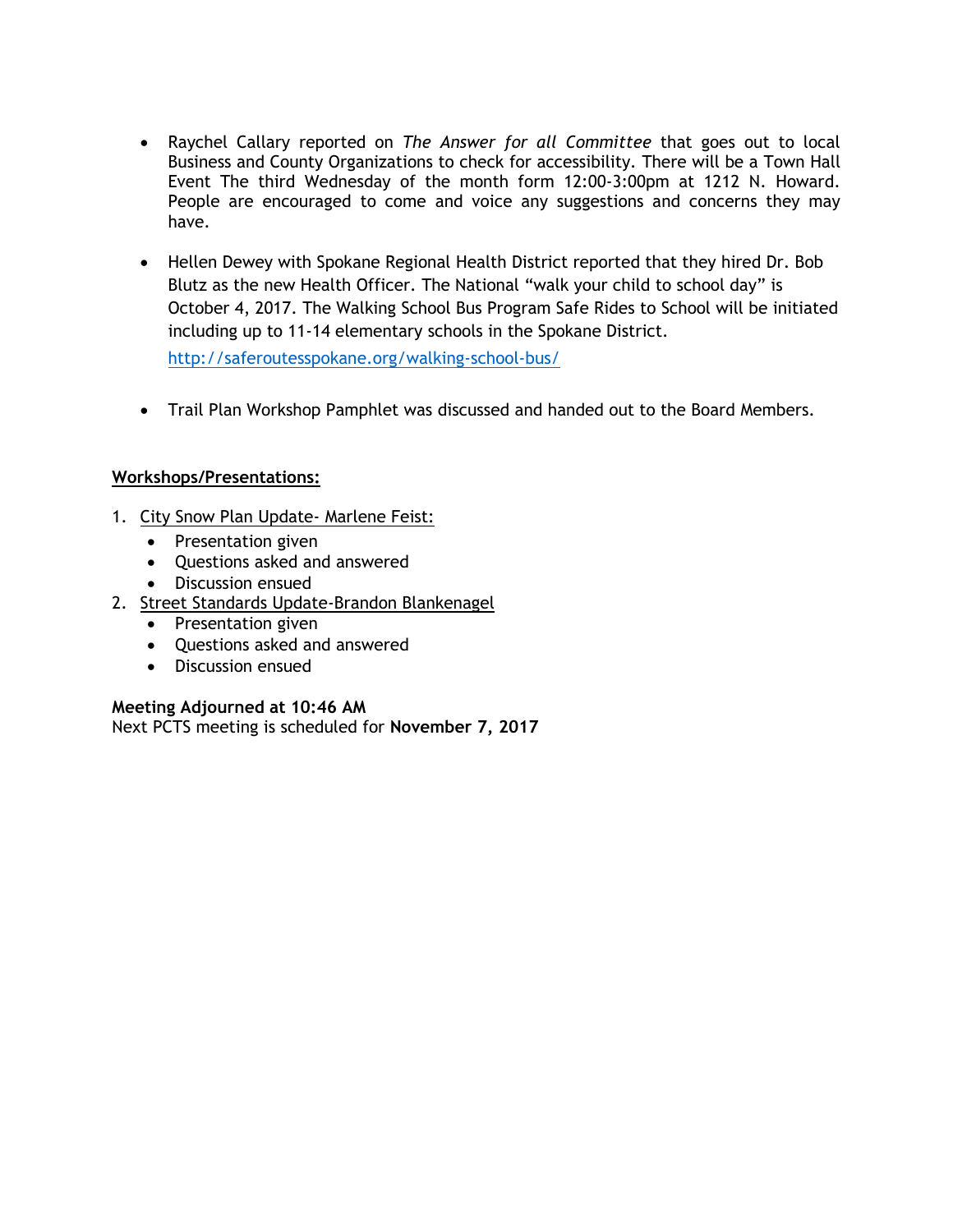- Raychel Callary reported on *The Answer for all Committee* that goes out to local Business and County Organizations to check for accessibility. There will be a Town Hall Event The third Wednesday of the month form 12:00-3:00pm at 1212 N. Howard. People are encouraged to come and voice any suggestions and concerns they may have.

- Hellen Dewey with Spokane Regional Health District reported that they hired Dr. Bob Blutz as the new Health Officer. The National "walk your child to school day" is October 4, 2017. The Walking School Bus Program Safe Rides to School will be initiated including up to 11-14 elementary schools in the Spokane District.

  http://saferoutesspokane.org/walking-school-bus/

- Trail Plan Workshop Pamphlet was discussed and handed out to the Board Members.

**Workshops/Presentations:**

1. City Snow Plan Update- Marlene Feist:
   - Presentation given
   - Questions asked and answered
   - Discussion ensued
2. Street Standards Update-Brandon Blankenagel
   - Presentation given
   - Questions asked and answered
   - Discussion ensued

**Meeting Adjourned at 10:46 AM**
Next PCTS meeting is scheduled for **November 7, 2017**